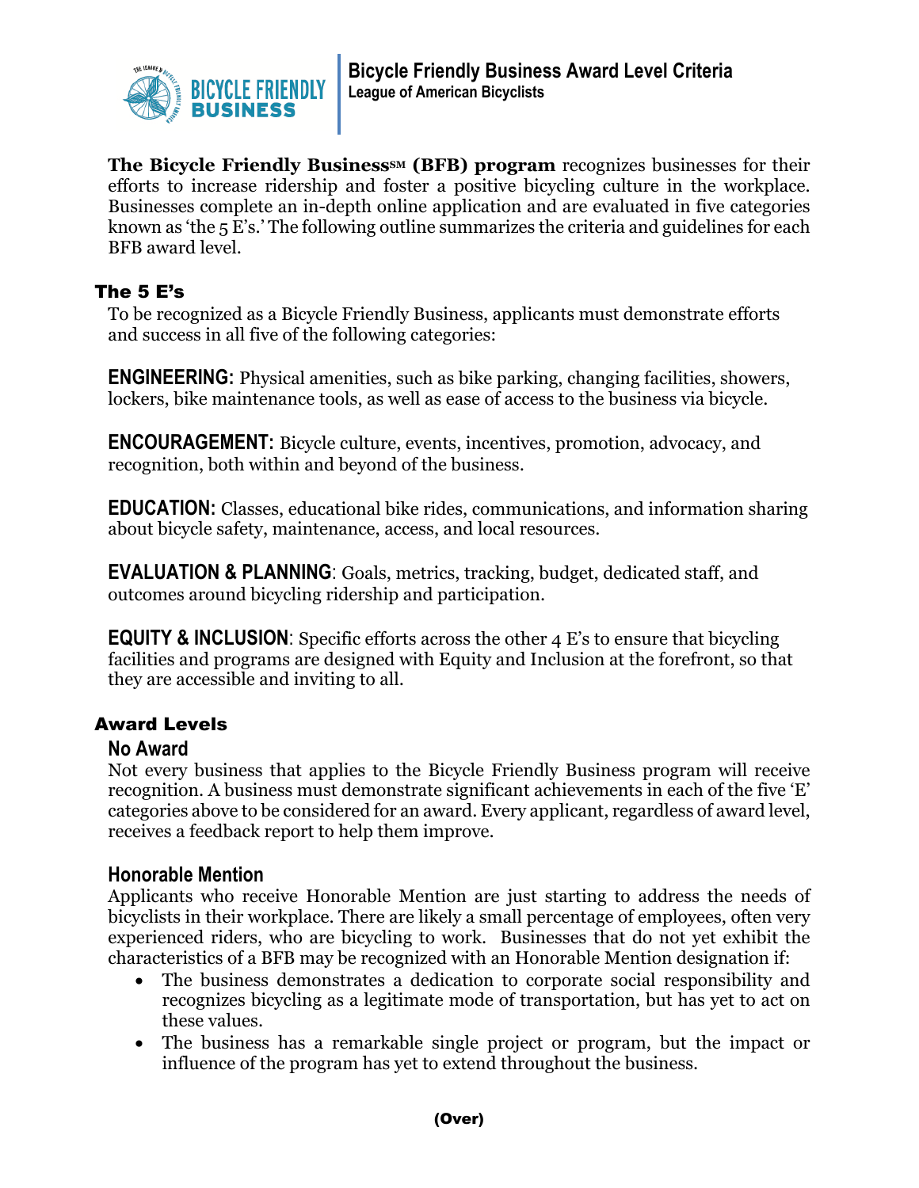# Bicycle Friendly Business Award Level Criteria

**League of American Bicyclists**

**The Bicycle Friendly Business℠ (BFB) program** recognizes businesses for their efforts to increase ridership and foster a positive bicycling culture in the workplace. Businesses complete an in-depth online application and are evaluated in five categories known as 'the 5 E's.' The following outline summarizes the criteria and guidelines for each BFB award level.

## The 5 E's

To be recognized as a Bicycle Friendly Business, applicants must demonstrate efforts and success in all five of the following categories:

**ENGINEERING:** Physical amenities, such as bike parking, changing facilities, showers, lockers, bike maintenance tools, as well as ease of access to the business via bicycle.

**ENCOURAGEMENT:** Bicycle culture, events, incentives, promotion, advocacy, and recognition, both within and beyond of the business.

**EDUCATION:** Classes, educational bike rides, communications, and information sharing about bicycle safety, maintenance, access, and local resources.

**EVALUATION & PLANNING**: Goals, metrics, tracking, budget, dedicated staff, and outcomes around bicycling ridership and participation.

**EQUITY & INCLUSION**: Specific efforts across the other 4 E's to ensure that bicycling facilities and programs are designed with Equity and Inclusion at the forefront, so that they are accessible and inviting to all.

## Award Levels

### No Award

Not every business that applies to the Bicycle Friendly Business program will receive recognition. A business must demonstrate significant achievements in each of the five 'E' categories above to be considered for an award. Every applicant, regardless of award level, receives a feedback report to help them improve.

### Honorable Mention

Applicants who receive Honorable Mention are just starting to address the needs of bicyclists in their workplace. There are likely a small percentage of employees, often very experienced riders, who are bicycling to work. Businesses that do not yet exhibit the characteristics of a BFB may be recognized with an Honorable Mention designation if:

- The business demonstrates a dedication to corporate social responsibility and recognizes bicycling as a legitimate mode of transportation, but has yet to act on these values.
- The business has a remarkable single project or program, but the impact or influence of the program has yet to extend throughout the business.

**(Over)**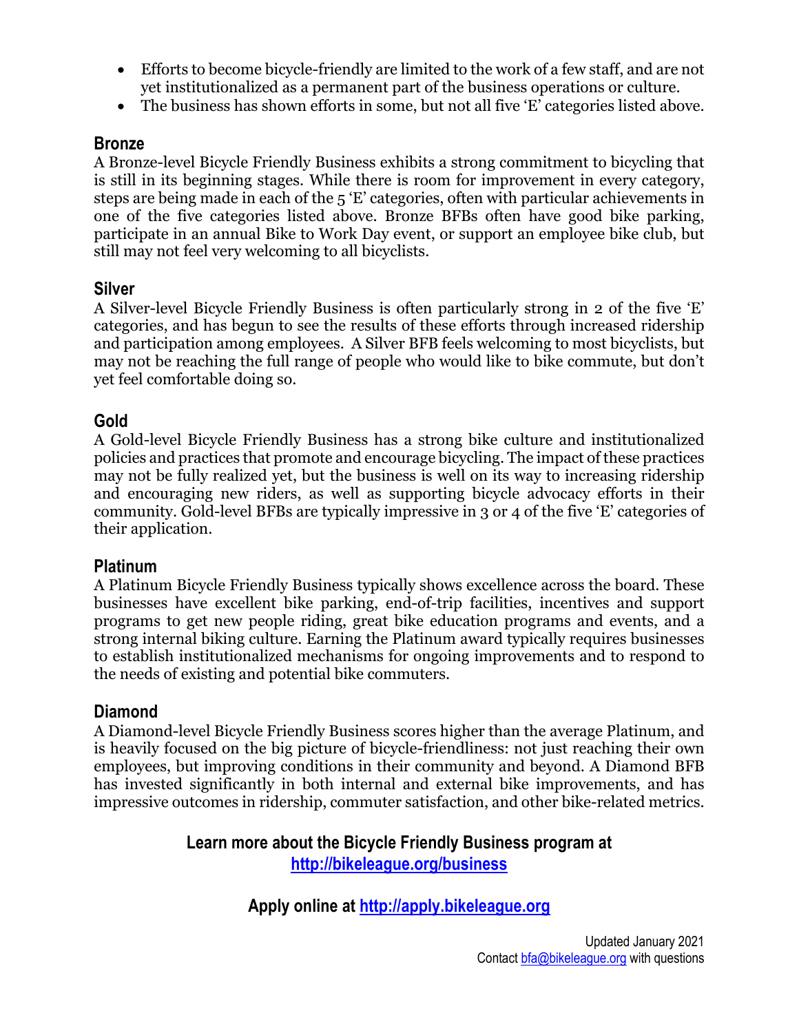- Efforts to become bicycle-friendly are limited to the work of a few staff, and are not yet institutionalized as a permanent part of the business operations or culture.
- The business has shown efforts in some, but not all five 'E' categories listed above.

## Bronze

A Bronze-level Bicycle Friendly Business exhibits a strong commitment to bicycling that is still in its beginning stages. While there is room for improvement in every category, steps are being made in each of the 5 'E' categories, often with particular achievements in one of the five categories listed above. Bronze BFBs often have good bike parking, participate in an annual Bike to Work Day event, or support an employee bike club, but still may not feel very welcoming to all bicyclists.

## Silver

A Silver-level Bicycle Friendly Business is often particularly strong in 2 of the five 'E' categories, and has begun to see the results of these efforts through increased ridership and participation among employees. A Silver BFB feels welcoming to most bicyclists, but may not be reaching the full range of people who would like to bike commute, but don't yet feel comfortable doing so.

## Gold

A Gold-level Bicycle Friendly Business has a strong bike culture and institutionalized policies and practices that promote and encourage bicycling. The impact of these practices may not be fully realized yet, but the business is well on its way to increasing ridership and encouraging new riders, as well as supporting bicycle advocacy efforts in their community. Gold-level BFBs are typically impressive in 3 or 4 of the five 'E' categories of their application.

## Platinum

A Platinum Bicycle Friendly Business typically shows excellence across the board. These businesses have excellent bike parking, end-of-trip facilities, incentives and support programs to get new people riding, great bike education programs and events, and a strong internal biking culture. Earning the Platinum award typically requires businesses to establish institutionalized mechanisms for ongoing improvements and to respond to the needs of existing and potential bike commuters.

## Diamond

A Diamond-level Bicycle Friendly Business scores higher than the average Platinum, and is heavily focused on the big picture of bicycle-friendliness: not just reaching their own employees, but improving conditions in their community and beyond. A Diamond BFB has invested significantly in both internal and external bike improvements, and has impressive outcomes in ridership, commuter satisfaction, and other bike-related metrics.

**Learn more about the Bicycle Friendly Business program at [http://bikeleague.org/business](http://bikeleague.org/business)**

**Apply online at [http://apply.bikeleague.org](http://apply.bikeleague.org)**

Updated January 2021
Contact [bfa@bikeleague.org](mailto:bfa@bikeleague.org) with questions